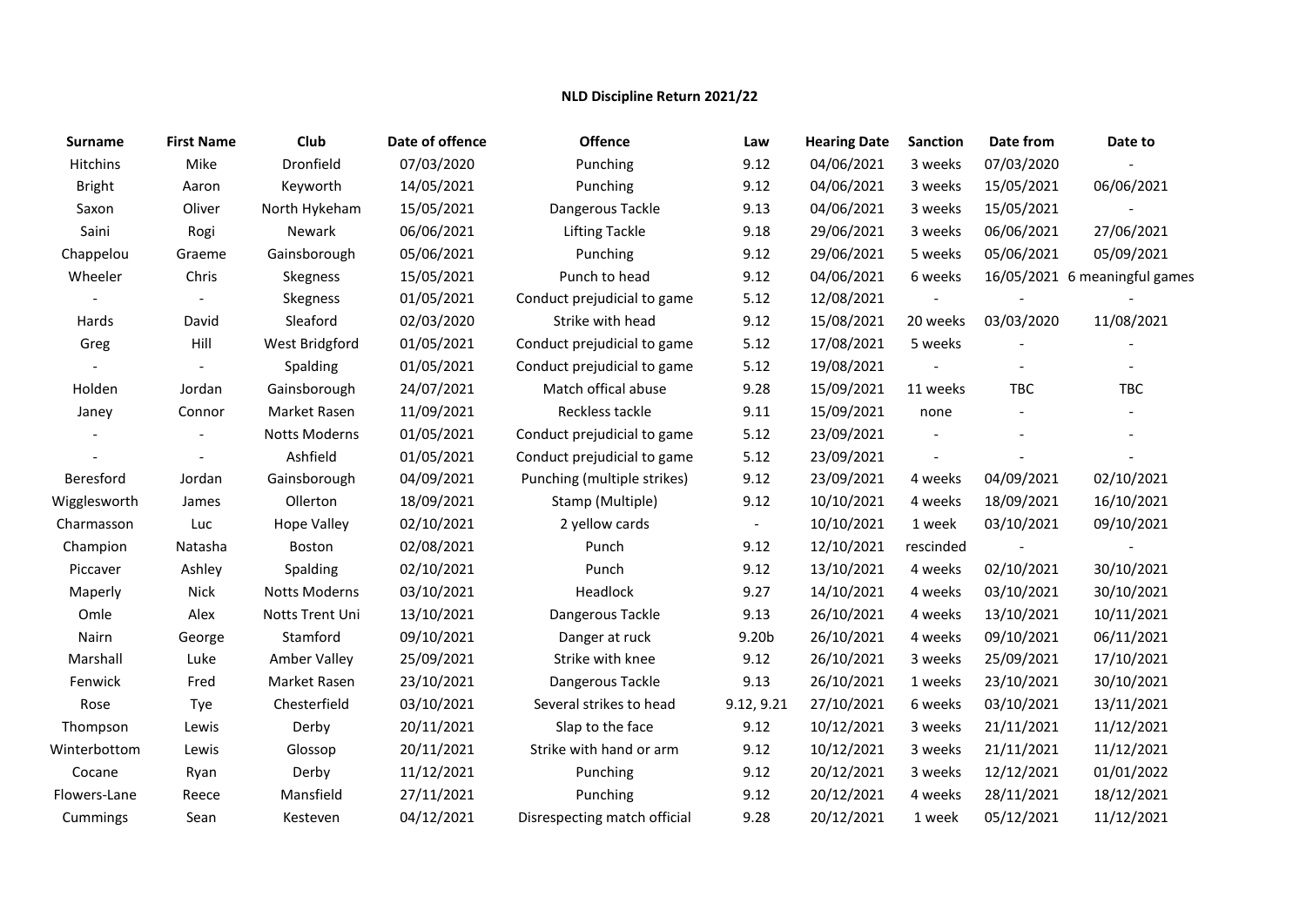**NLD Discipline Return 2021/22**

| Surname | First Name | Club | Date of offence | Offence | Law | Hearing Date | Sanction | Date from | Date to |
|---|---|---|---|---|---|---|---|---|---|
| Hitchins | Mike | Dronfield | 07/03/2020 | Punching | 9.12 | 04/06/2021 | 3 weeks | 07/03/2020 | - |
| Bright | Aaron | Keyworth | 14/05/2021 | Punching | 9.12 | 04/06/2021 | 3 weeks | 15/05/2021 | 06/06/2021 |
| Saxon | Oliver | North Hykeham | 15/05/2021 | Dangerous Tackle | 9.13 | 04/06/2021 | 3 weeks | 15/05/2021 | - |
| Saini | Rogi | Newark | 06/06/2021 | Lifting Tackle | 9.18 | 29/06/2021 | 3 weeks | 06/06/2021 | 27/06/2021 |
| Chappelou | Graeme | Gainsborough | 05/06/2021 | Punching | 9.12 | 29/06/2021 | 5 weeks | 05/06/2021 | 05/09/2021 |
| Wheeler | Chris | Skegness | 15/05/2021 | Punch to head | 9.12 | 04/06/2021 | 6 weeks | 16/05/2021 | 6 meaningful games |
| - | - | Skegness | 01/05/2021 | Conduct prejudicial to game | 5.12 | 12/08/2021 | - | - | - |
| Hards | David | Sleaford | 02/03/2020 | Strike with head | 9.12 | 15/08/2021 | 20 weeks | 03/03/2020 | 11/08/2021 |
| Greg | Hill | West Bridgford | 01/05/2021 | Conduct prejudicial to game | 5.12 | 17/08/2021 | 5 weeks | - | - |
| - | - | Spalding | 01/05/2021 | Conduct prejudicial to game | 5.12 | 19/08/2021 | - | - | - |
| Holden | Jordan | Gainsborough | 24/07/2021 | Match offical abuse | 9.28 | 15/09/2021 | 11 weeks | TBC | TBC |
| Janey | Connor | Market Rasen | 11/09/2021 | Reckless tackle | 9.11 | 15/09/2021 | none | - | - |
| - | - | Notts Moderns | 01/05/2021 | Conduct prejudicial to game | 5.12 | 23/09/2021 | - | - | - |
| - | - | Ashfield | 01/05/2021 | Conduct prejudicial to game | 5.12 | 23/09/2021 | - | - | - |
| Beresford | Jordan | Gainsborough | 04/09/2021 | Punching (multiple strikes) | 9.12 | 23/09/2021 | 4 weeks | 04/09/2021 | 02/10/2021 |
| Wigglesworth | James | Ollerton | 18/09/2021 | Stamp (Multiple) | 9.12 | 10/10/2021 | 4 weeks | 18/09/2021 | 16/10/2021 |
| Charmasson | Luc | Hope Valley | 02/10/2021 | 2 yellow cards | - | 10/10/2021 | 1 week | 03/10/2021 | 09/10/2021 |
| Champion | Natasha | Boston | 02/08/2021 | Punch | 9.12 | 12/10/2021 | rescinded | - | - |
| Piccaver | Ashley | Spalding | 02/10/2021 | Punch | 9.12 | 13/10/2021 | 4 weeks | 02/10/2021 | 30/10/2021 |
| Maperly | Nick | Notts Moderns | 03/10/2021 | Headlock | 9.27 | 14/10/2021 | 4 weeks | 03/10/2021 | 30/10/2021 |
| Omle | Alex | Notts Trent Uni | 13/10/2021 | Dangerous Tackle | 9.13 | 26/10/2021 | 4 weeks | 13/10/2021 | 10/11/2021 |
| Nairn | George | Stamford | 09/10/2021 | Danger at ruck | 9.20b | 26/10/2021 | 4 weeks | 09/10/2021 | 06/11/2021 |
| Marshall | Luke | Amber Valley | 25/09/2021 | Strike with knee | 9.12 | 26/10/2021 | 3 weeks | 25/09/2021 | 17/10/2021 |
| Fenwick | Fred | Market Rasen | 23/10/2021 | Dangerous Tackle | 9.13 | 26/10/2021 | 1 weeks | 23/10/2021 | 30/10/2021 |
| Rose | Tye | Chesterfield | 03/10/2021 | Several strikes to head | 9.12, 9.21 | 27/10/2021 | 6 weeks | 03/10/2021 | 13/11/2021 |
| Thompson | Lewis | Derby | 20/11/2021 | Slap to the face | 9.12 | 10/12/2021 | 3 weeks | 21/11/2021 | 11/12/2021 |
| Winterbottom | Lewis | Glossop | 20/11/2021 | Strike with hand or arm | 9.12 | 10/12/2021 | 3 weeks | 21/11/2021 | 11/12/2021 |
| Cocane | Ryan | Derby | 11/12/2021 | Punching | 9.12 | 20/12/2021 | 3 weeks | 12/12/2021 | 01/01/2022 |
| Flowers-Lane | Reece | Mansfield | 27/11/2021 | Punching | 9.12 | 20/12/2021 | 4 weeks | 28/11/2021 | 18/12/2021 |
| Cummings | Sean | Kesteven | 04/12/2021 | Disrespecting match official | 9.28 | 20/12/2021 | 1 week | 05/12/2021 | 11/12/2021 |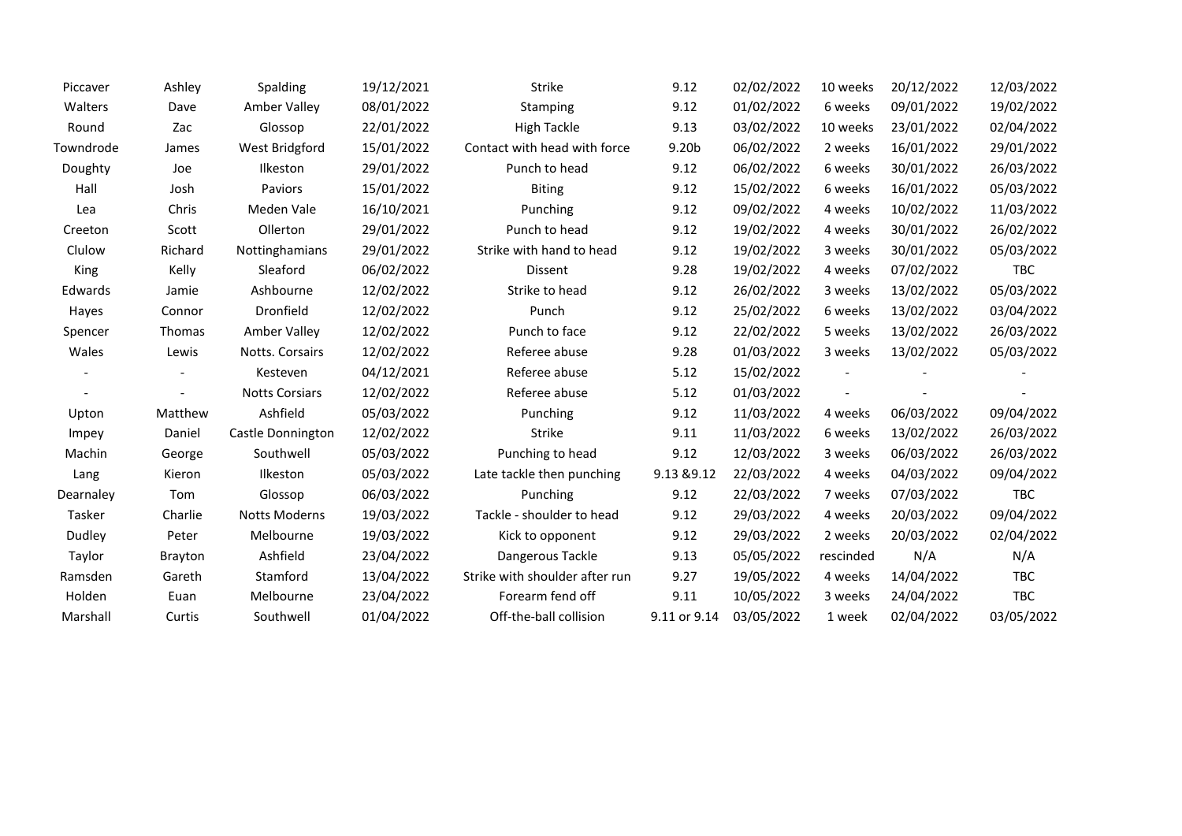| | | | | | | | | | |
|---|---|---|---|---|---|---|---|---|---|
| Piccaver | Ashley | Spalding | 19/12/2021 | Strike | 9.12 | 02/02/2022 | 10 weeks | 20/12/2022 | 12/03/2022 |
| Walters | Dave | Amber Valley | 08/01/2022 | Stamping | 9.12 | 01/02/2022 | 6 weeks | 09/01/2022 | 19/02/2022 |
| Round | Zac | Glossop | 22/01/2022 | High Tackle | 9.13 | 03/02/2022 | 10 weeks | 23/01/2022 | 02/04/2022 |
| Towndrode | James | West Bridgford | 15/01/2022 | Contact with head with force | 9.20b | 06/02/2022 | 2 weeks | 16/01/2022 | 29/01/2022 |
| Doughty | Joe | Ilkeston | 29/01/2022 | Punch to head | 9.12 | 06/02/2022 | 6 weeks | 30/01/2022 | 26/03/2022 |
| Hall | Josh | Paviors | 15/01/2022 | Biting | 9.12 | 15/02/2022 | 6 weeks | 16/01/2022 | 05/03/2022 |
| Lea | Chris | Meden Vale | 16/10/2021 | Punching | 9.12 | 09/02/2022 | 4 weeks | 10/02/2022 | 11/03/2022 |
| Creeton | Scott | Ollerton | 29/01/2022 | Punch to head | 9.12 | 19/02/2022 | 4 weeks | 30/01/2022 | 26/02/2022 |
| Clulow | Richard | Nottinghamians | 29/01/2022 | Strike with hand to head | 9.12 | 19/02/2022 | 3 weeks | 30/01/2022 | 05/03/2022 |
| King | Kelly | Sleaford | 06/02/2022 | Dissent | 9.28 | 19/02/2022 | 4 weeks | 07/02/2022 | TBC |
| Edwards | Jamie | Ashbourne | 12/02/2022 | Strike to head | 9.12 | 26/02/2022 | 3 weeks | 13/02/2022 | 05/03/2022 |
| Hayes | Connor | Dronfield | 12/02/2022 | Punch | 9.12 | 25/02/2022 | 6 weeks | 13/02/2022 | 03/04/2022 |
| Spencer | Thomas | Amber Valley | 12/02/2022 | Punch to face | 9.12 | 22/02/2022 | 5 weeks | 13/02/2022 | 26/03/2022 |
| Wales | Lewis | Notts. Corsairs | 12/02/2022 | Referee abuse | 9.28 | 01/03/2022 | 3 weeks | 13/02/2022 | 05/03/2022 |
| - | - | Kesteven | 04/12/2021 | Referee abuse | 5.12 | 15/02/2022 | - | - | - |
| - | - | Notts Corsiars | 12/02/2022 | Referee abuse | 5.12 | 01/03/2022 | - | - | - |
| Upton | Matthew | Ashfield | 05/03/2022 | Punching | 9.12 | 11/03/2022 | 4 weeks | 06/03/2022 | 09/04/2022 |
| Impey | Daniel | Castle Donnington | 12/02/2022 | Strike | 9.11 | 11/03/2022 | 6 weeks | 13/02/2022 | 26/03/2022 |
| Machin | George | Southwell | 05/03/2022 | Punching to head | 9.12 | 12/03/2022 | 3 weeks | 06/03/2022 | 26/03/2022 |
| Lang | Kieron | Ilkeston | 05/03/2022 | Late tackle then punching | 9.13 &9.12 | 22/03/2022 | 4 weeks | 04/03/2022 | 09/04/2022 |
| Dearnaley | Tom | Glossop | 06/03/2022 | Punching | 9.12 | 22/03/2022 | 7 weeks | 07/03/2022 | TBC |
| Tasker | Charlie | Notts Moderns | 19/03/2022 | Tackle - shoulder to head | 9.12 | 29/03/2022 | 4 weeks | 20/03/2022 | 09/04/2022 |
| Dudley | Peter | Melbourne | 19/03/2022 | Kick to opponent | 9.12 | 29/03/2022 | 2 weeks | 20/03/2022 | 02/04/2022 |
| Taylor | Brayton | Ashfield | 23/04/2022 | Dangerous Tackle | 9.13 | 05/05/2022 | rescinded | N/A | N/A |
| Ramsden | Gareth | Stamford | 13/04/2022 | Strike with shoulder after run | 9.27 | 19/05/2022 | 4 weeks | 14/04/2022 | TBC |
| Holden | Euan | Melbourne | 23/04/2022 | Forearm fend off | 9.11 | 10/05/2022 | 3 weeks | 24/04/2022 | TBC |
| Marshall | Curtis | Southwell | 01/04/2022 | Off-the-ball collision | 9.11 or 9.14 | 03/05/2022 | 1 week | 02/04/2022 | 03/05/2022 |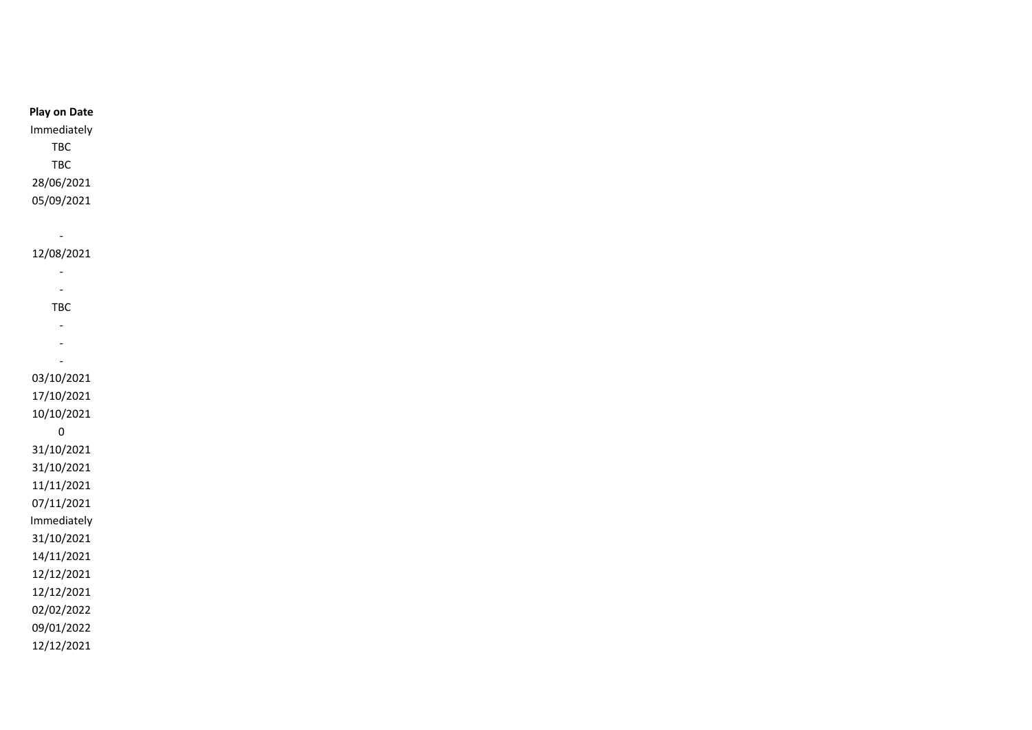| Play on Date |
|---|
| Immediately |
| TBC |
| TBC |
| 28/06/2021 |
| 05/09/2021 |
| |
| - |
| 12/08/2021 |
| - |
| - |
| TBC |
| - |
| - |
| - |
| 03/10/2021 |
| 17/10/2021 |
| 10/10/2021 |
| 0 |
| 31/10/2021 |
| 31/10/2021 |
| 11/11/2021 |
| 07/11/2021 |
| Immediately |
| 31/10/2021 |
| 14/11/2021 |
| 12/12/2021 |
| 12/12/2021 |
| 02/02/2022 |
| 09/01/2022 |
| 12/12/2021 |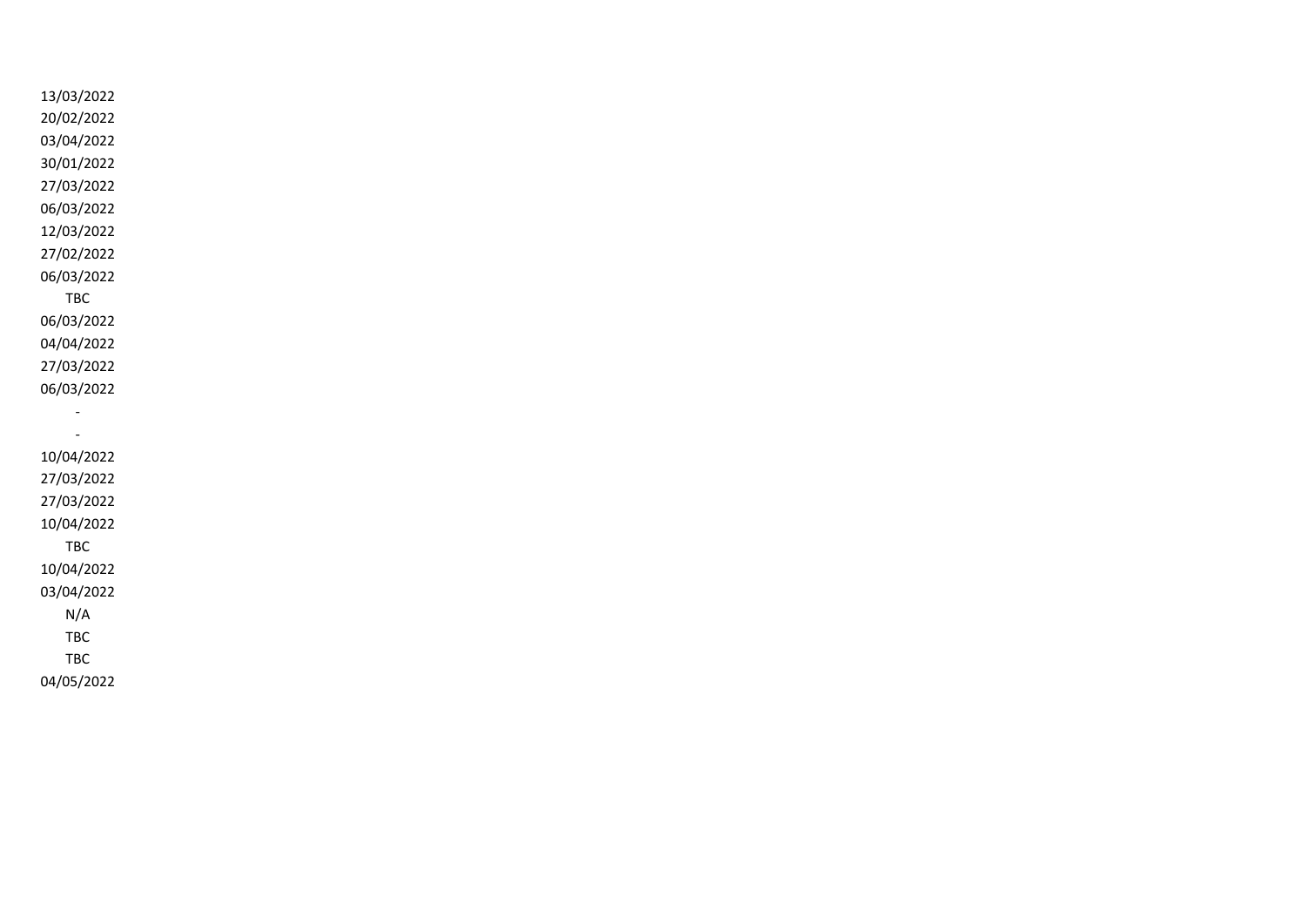13/03/2022
20/02/2022
03/04/2022
30/01/2022
27/03/2022
06/03/2022
12/03/2022
27/02/2022
06/03/2022
TBC
06/03/2022
04/04/2022
27/03/2022
06/03/2022
-
-
10/04/2022
27/03/2022
27/03/2022
10/04/2022
TBC
10/04/2022
03/04/2022
N/A
TBC
TBC
04/05/2022